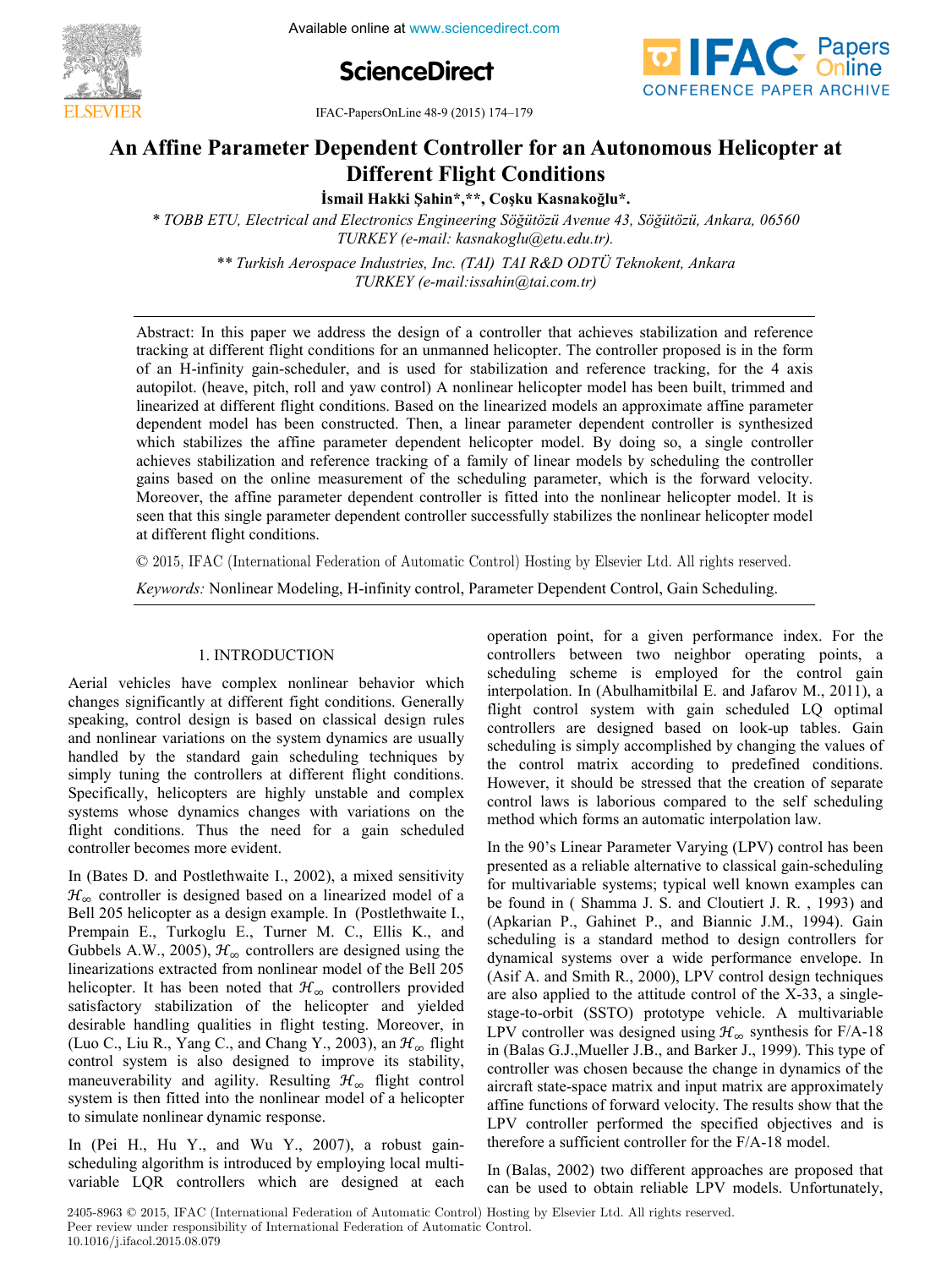# An Affine Parameter Dependent Controller for an Autonomous Helicopter at Different Flight Conditions

İsmail Hakki Şahin*,**, Coşku Kasnakoğlu*.

\* TOBB ETU, Electrical and Electronics Engineering Söğütözü Avenue 43, Söğütözü, Ankara, 06560 TURKEY (e-mail: kasnakoglu@etu.edu.tr).

\*\* Turkish Aerospace Industries, Inc. (TAI) TAI R&D ODTÜ Teknokent, Ankara TURKEY (e-mail:issahin@tai.com.tr)

Abstract: In this paper we address the design of a controller that achieves stabilization and reference tracking at different flight conditions for an unmanned helicopter. The controller proposed is in the form of an H-infinity gain-scheduler, and is used for stabilization and reference tracking, for the 4 axis autopilot. (heave, pitch, roll and yaw control) A nonlinear helicopter model has been built, trimmed and linearized at different flight conditions. Based on the linearized models an approximate affine parameter dependent model has been constructed. Then, a linear parameter dependent controller is synthesized which stabilizes the affine parameter dependent helicopter model. By doing so, a single controller achieves stabilization and reference tracking of a family of linear models by scheduling the controller gains based on the online measurement of the scheduling parameter, which is the forward velocity. Moreover, the affine parameter dependent controller is fitted into the nonlinear helicopter model. It is seen that this single parameter dependent controller successfully stabilizes the nonlinear helicopter model at different flight conditions.

© 2015, IFAC (International Federation of Automatic Control) Hosting by Elsevier Ltd. All rights reserved.

*Keywords:* Nonlinear Modeling, H-infinity control, Parameter Dependent Control, Gain Scheduling.

## 1. INTRODUCTION

Aerial vehicles have complex nonlinear behavior which changes significantly at different fight conditions. Generally speaking, control design is based on classical design rules and nonlinear variations on the system dynamics are usually handled by the standard gain scheduling techniques by simply tuning the controllers at different flight conditions. Specifically, helicopters are highly unstable and complex systems whose dynamics changes with variations on the flight conditions. Thus the need for a gain scheduled controller becomes more evident.

In (Bates D. and Postlethwaite I., 2002), a mixed sensitivity $\mathcal{H}_\infty$ controller is designed based on a linearized model of a Bell 205 helicopter as a design example. In (Postlethwaite I., Prempain E., Turkoglu E., Turner M. C., Ellis K., and Gubbels A.W., 2005), $\mathcal{H}_\infty$ controllers are designed using the linearizations extracted from nonlinear model of the Bell 205 helicopter. It has been noted that $\mathcal{H}_\infty$ controllers provided satisfactory stabilization of the helicopter and yielded desirable handling qualities in flight testing. Moreover, in (Luo C., Liu R., Yang C., and Chang Y., 2003), an $\mathcal{H}_\infty$ flight control system is also designed to improve its stability, maneuverability and agility. Resulting $\mathcal{H}_\infty$ flight control system is then fitted into the nonlinear model of a helicopter to simulate nonlinear dynamic response.

In (Pei H., Hu Y., and Wu Y., 2007), a robust gain-scheduling algorithm is introduced by employing local multi-variable LQR controllers which are designed at each operation point, for a given performance index. For the controllers between two neighbor operating points, a scheduling scheme is employed for the control gain interpolation. In (Abulhamitbilal E. and Jafarov M., 2011), a flight control system with gain scheduled LQ optimal controllers are designed based on look-up tables. Gain scheduling is simply accomplished by changing the values of the control matrix according to predefined conditions. However, it should be stressed that the creation of separate control laws is laborious compared to the self scheduling method which forms an automatic interpolation law.

In the 90's Linear Parameter Varying (LPV) control has been presented as a reliable alternative to classical gain-scheduling for multivariable systems; typical well known examples can be found in ( Shamma J. S. and Cloutiert J. R. , 1993) and (Apkarian P., Gahinet P., and Biannic J.M., 1994). Gain scheduling is a standard method to design controllers for dynamical systems over a wide performance envelope. In (Asif A. and Smith R., 2000), LPV control design techniques are also applied to the attitude control of the X-33, a single-stage-to-orbit (SSTO) prototype vehicle. A multivariable LPV controller was designed using $\mathcal{H}_\infty$ synthesis for F/A-18 in (Balas G.J.,Mueller J.B., and Barker J., 1999). This type of controller was chosen because the change in dynamics of the aircraft state-space matrix and input matrix are approximately affine functions of forward velocity. The results show that the LPV controller performed the specified objectives and is therefore a sufficient controller for the F/A-18 model.

In (Balas, 2002) two different approaches are proposed that can be used to obtain reliable LPV models. Unfortunately,

2405-8963 © 2015, IFAC (International Federation of Automatic Control) Hosting by Elsevier Ltd. All rights reserved.
Peer review under responsibility of International Federation of Automatic Control.
10.1016/j.ifacol.2015.08.079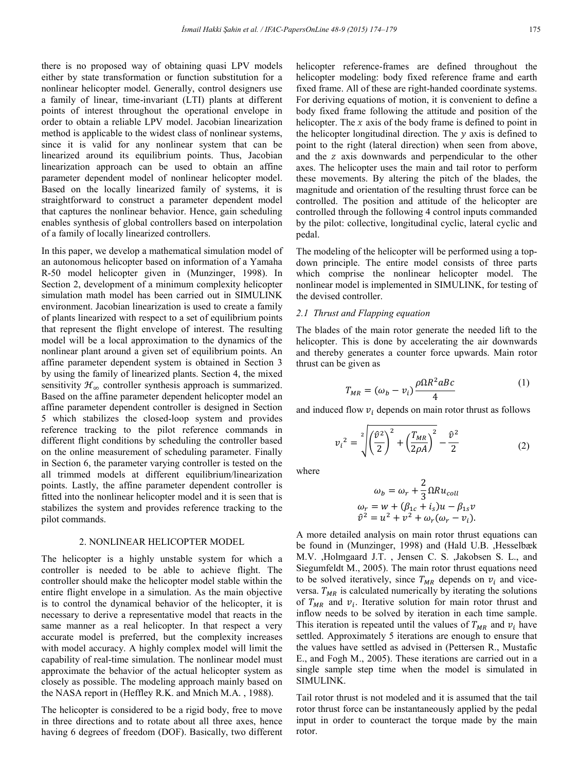there is no proposed way of obtaining quasi LPV models either by state transformation or function substitution for a nonlinear helicopter model. Generally, control designers use a family of linear, time-invariant (LTI) plants at different points of interest throughout the operational envelope in order to obtain a reliable LPV model. Jacobian linearization method is applicable to the widest class of nonlinear systems, since it is valid for any nonlinear system that can be linearized around its equilibrium points. Thus, Jacobian linearization approach can be used to obtain an affine parameter dependent model of nonlinear helicopter model. Based on the locally linearized family of systems, it is straightforward to construct a parameter dependent model that captures the nonlinear behavior. Hence, gain scheduling enables synthesis of global controllers based on interpolation of a family of locally linearized controllers.

In this paper, we develop a mathematical simulation model of an autonomous helicopter based on information of a Yamaha R-50 model helicopter given in (Munzinger, 1998). In Section 2, development of a minimum complexity helicopter simulation math model has been carried out in SIMULINK environment. Jacobian linearization is used to create a family of plants linearized with respect to a set of equilibrium points that represent the flight envelope of interest. The resulting model will be a local approximation to the dynamics of the nonlinear plant around a given set of equilibrium points. An affine parameter dependent system is obtained in Section 3 by using the family of linearized plants. Section 4, the mixed sensitivity $\mathcal{H}_\infty$ controller synthesis approach is summarized. Based on the affine parameter dependent helicopter model an affine parameter dependent controller is designed in Section 5 which stabilizes the closed-loop system and provides reference tracking to the pilot reference commands in different flight conditions by scheduling the controller based on the online measurement of scheduling parameter. Finally in Section 6, the parameter varying controller is tested on the all trimmed models at different equilibrium/linearization points. Lastly, the affine parameter dependent controller is fitted into the nonlinear helicopter model and it is seen that is stabilizes the system and provides reference tracking to the pilot commands.

## 2. NONLINEAR HELICOPTER MODEL

The helicopter is a highly unstable system for which a controller is needed to be able to achieve flight. The controller should make the helicopter model stable within the entire flight envelope in a simulation. As the main objective is to control the dynamical behavior of the helicopter, it is necessary to derive a representative model that reacts in the same manner as a real helicopter. In that respect a very accurate model is preferred, but the complexity increases with model accuracy. A highly complex model will limit the capability of real-time simulation. The nonlinear model must approximate the behavior of the actual helicopter system as closely as possible. The modeling approach mainly based on the NASA report in (Heffley R.K. and Mnich M.A. , 1988).

The helicopter is considered to be a rigid body, free to move in three directions and to rotate about all three axes, hence having 6 degrees of freedom (DOF). Basically, two different helicopter reference-frames are defined throughout the helicopter modeling: body fixed reference frame and earth fixed frame. All of these are right-handed coordinate systems. For deriving equations of motion, it is convenient to define a body fixed frame following the attitude and position of the helicopter. The $x$ axis of the body frame is defined to point in the helicopter longitudinal direction. The $y$ axis is defined to point to the right (lateral direction) when seen from above, and the $z$ axis downwards and perpendicular to the other axes. The helicopter uses the main and tail rotor to perform these movements. By altering the pitch of the blades, the magnitude and orientation of the resulting thrust force can be controlled. The position and attitude of the helicopter are controlled through the following 4 control inputs commanded by the pilot: collective, longitudinal cyclic, lateral cyclic and pedal.

The modeling of the helicopter will be performed using a top-down principle. The entire model consists of three parts which comprise the nonlinear helicopter model. The nonlinear model is implemented in SIMULINK, for testing of the devised controller.

### *2.1 Thrust and Flapping equation*

The blades of the main rotor generate the needed lift to the helicopter. This is done by accelerating the air downwards and thereby generates a counter force upwards. Main rotor thrust can be given as

$$T_{MR} = (\omega_b - v_i)\frac{\rho \Omega R^2 aBc}{4} \tag{1}$$

and induced flow $v_i$ depends on main rotor thrust as follows

$${v_i}^2 = \sqrt[2]{\left(\frac{\hat{v}^2}{2}\right)^2 + \left(\frac{T_{MR}}{2\rho A}\right)^2} - \frac{\hat{v}^2}{2} \tag{2}$$

where

$$\omega_b = \omega_r + \frac{2}{3}\Omega R u_{coll}$$
$$\omega_r = w + (\beta_{1c} + i_s)u - \beta_{1s}v$$
$$\hat{v}^2 = u^2 + v^2 + \omega_r(\omega_r - v_i).$$

A more detailed analysis on main rotor thrust equations can be found in (Munzinger, 1998) and (Hald U.B. ,Hesselbæk M.V. ,Holmgaard J.T. , Jensen C. S. ,Jakobsen S. L., and Siegumfeldt M., 2005). The main rotor thrust equations need to be solved iteratively, since $T_{MR}$ depends on $v_i$ and vice-versa. $T_{MR}$ is calculated numerically by iterating the solutions of $T_{MR}$ and $v_i$. Iterative solution for main rotor thrust and inflow needs to be solved by iteration in each time sample. This iteration is repeated until the values of $T_{MR}$ and $v_i$ have settled. Approximately 5 iterations are enough to ensure that the values have settled as advised in (Pettersen R., Mustafic E., and Fogh M., 2005). These iterations are carried out in a single sample step time when the model is simulated in SIMULINK.

Tail rotor thrust is not modeled and it is assumed that the tail rotor thrust force can be instantaneously applied by the pedal input in order to counteract the torque made by the main rotor.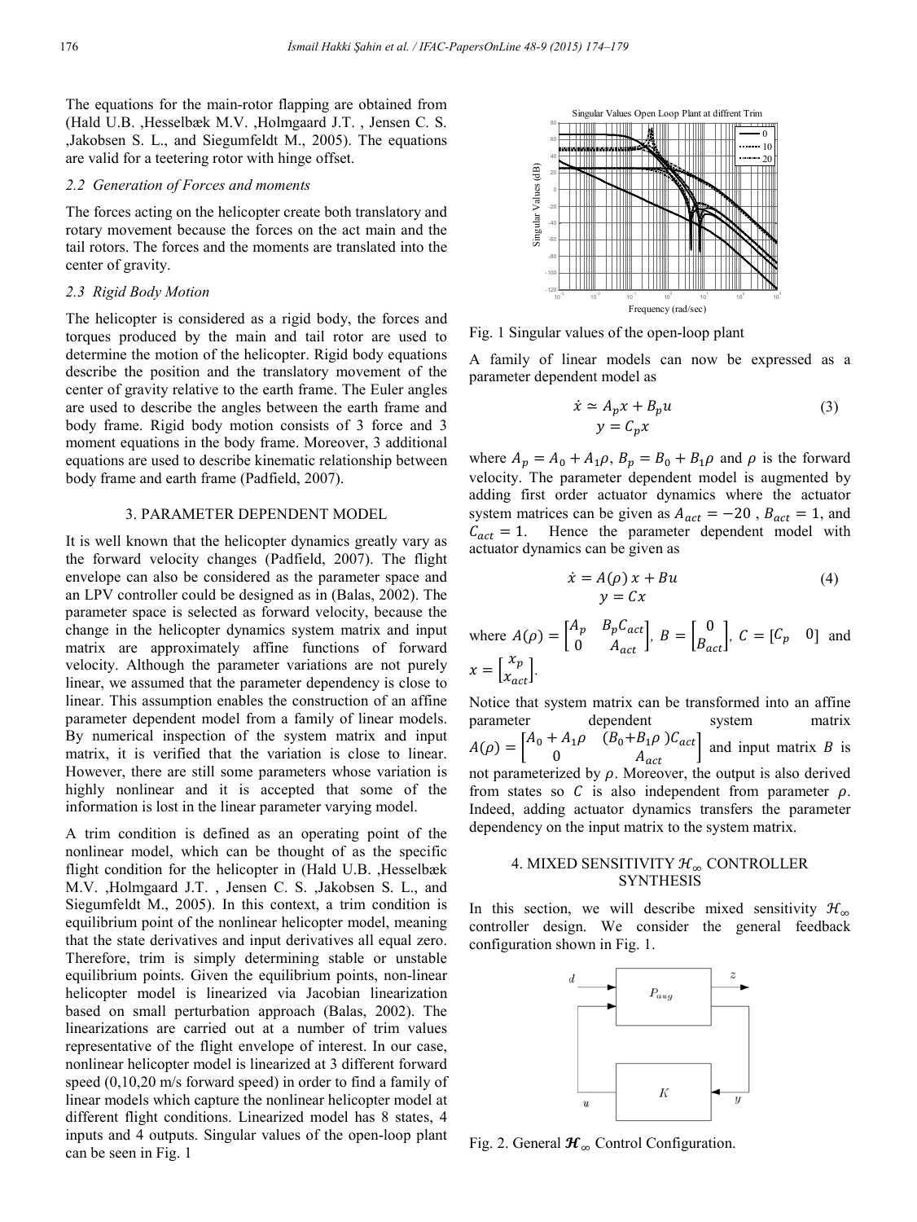The equations for the main-rotor flapping are obtained from (Hald U.B. ,Hesselbæk M.V. ,Holmgaard J.T. , Jensen C. S. ,Jakobsen S. L., and Siegumfeldt M., 2005). The equations are valid for a teetering rotor with hinge offset.

### 2.2 Generation of Forces and moments

The forces acting on the helicopter create both translatory and rotary movement because the forces on the act main and the tail rotors. The forces and the moments are translated into the center of gravity.

### 2.3 Rigid Body Motion

The helicopter is considered as a rigid body, the forces and torques produced by the main and tail rotor are used to determine the motion of the helicopter. Rigid body equations describe the position and the translatory movement of the center of gravity relative to the earth frame. The Euler angles are used to describe the angles between the earth frame and body frame. Rigid body motion consists of 3 force and 3 moment equations in the body frame. Moreover, 3 additional equations are used to describe kinematic relationship between body frame and earth frame (Padfield, 2007).

## 3. PARAMETER DEPENDENT MODEL

It is well known that the helicopter dynamics greatly vary as the forward velocity changes (Padfield, 2007). The flight envelope can also be considered as the parameter space and an LPV controller could be designed as in (Balas, 2002). The parameter space is selected as forward velocity, because the change in the helicopter dynamics system matrix and input matrix are approximately affine functions of forward velocity. Although the parameter variations are not purely linear, we assumed that the parameter dependency is close to linear. This assumption enables the construction of an affine parameter dependent model from a family of linear models. By numerical inspection of the system matrix and input matrix, it is verified that the variation is close to linear. However, there are still some parameters whose variation is highly nonlinear and it is accepted that some of the information is lost in the linear parameter varying model.

A trim condition is defined as an operating point of the nonlinear model, which can be thought of as the specific flight condition for the helicopter in (Hald U.B. ,Hesselbæk M.V. ,Holmgaard J.T. , Jensen C. S. ,Jakobsen S. L., and Siegumfeldt M., 2005). In this context, a trim condition is equilibrium point of the nonlinear helicopter model, meaning that the state derivatives and input derivatives all equal zero. Therefore, trim is simply determining stable or unstable equilibrium points. Given the equilibrium points, non-linear helicopter model is linearized via Jacobian linearization based on small perturbation approach (Balas, 2002). The linearizations are carried out at a number of trim values representative of the flight envelope of interest. In our case, nonlinear helicopter model is linearized at 3 different forward speed (0,10,20 m/s forward speed) in order to find a family of linear models which capture the nonlinear helicopter model at different flight conditions. Linearized model has 8 states, 4 inputs and 4 outputs. Singular values of the open-loop plant can be seen in Fig. 1

Fig. 1 Singular values of the open-loop plant

A family of linear models can now be expressed as a parameter dependent model as

$$
\begin{aligned}
\dot{x} &\simeq A_p x + B_p u \\
y &= C_p x
\end{aligned}
\tag{3}
$$

where $A_p = A_0 + A_1\rho$, $B_p = B_0 + B_1\rho$ and $\rho$ is the forward velocity. The parameter dependent model is augmented by adding first order actuator dynamics where the actuator system matrices can be given as $A_{act} = -20$ , $B_{act} = 1$, and $C_{act} = 1$. Hence the parameter dependent model with actuator dynamics can be given as

$$
\begin{aligned}
\dot{x} &= A(\rho)\, x + Bu \\
y &= Cx
\end{aligned}
\tag{4}
$$

where $A(\rho) = \begin{bmatrix} A_p & B_p C_{act} \\ 0 & A_{act} \end{bmatrix}$, $B = \begin{bmatrix} 0 \\ B_{act} \end{bmatrix}$, $C = \begin{bmatrix} C_p & 0 \end{bmatrix}$ and $x = \begin{bmatrix} x_p \\ x_{act} \end{bmatrix}$.

Notice that system matrix can be transformed into an affine parameter dependent system matrix $A(\rho) = \begin{bmatrix} A_0 + A_1\rho & (B_0 + B_1\rho)C_{act} \\ 0 & A_{act} \end{bmatrix}$ and input matrix $B$ is not parameterized by $\rho$. Moreover, the output is also derived from states so $C$ is also independent from parameter $\rho$. Indeed, adding actuator dynamics transfers the parameter dependency on the input matrix to the system matrix.

## 4. MIXED SENSITIVITY $\mathcal{H}_\infty$ CONTROLLER SYNTHESIS

In this section, we will describe mixed sensitivity $\mathcal{H}_\infty$ controller design. We consider the general feedback configuration shown in Fig. 1.

Fig. 2. General $\mathcal{H}_\infty$ Control Configuration.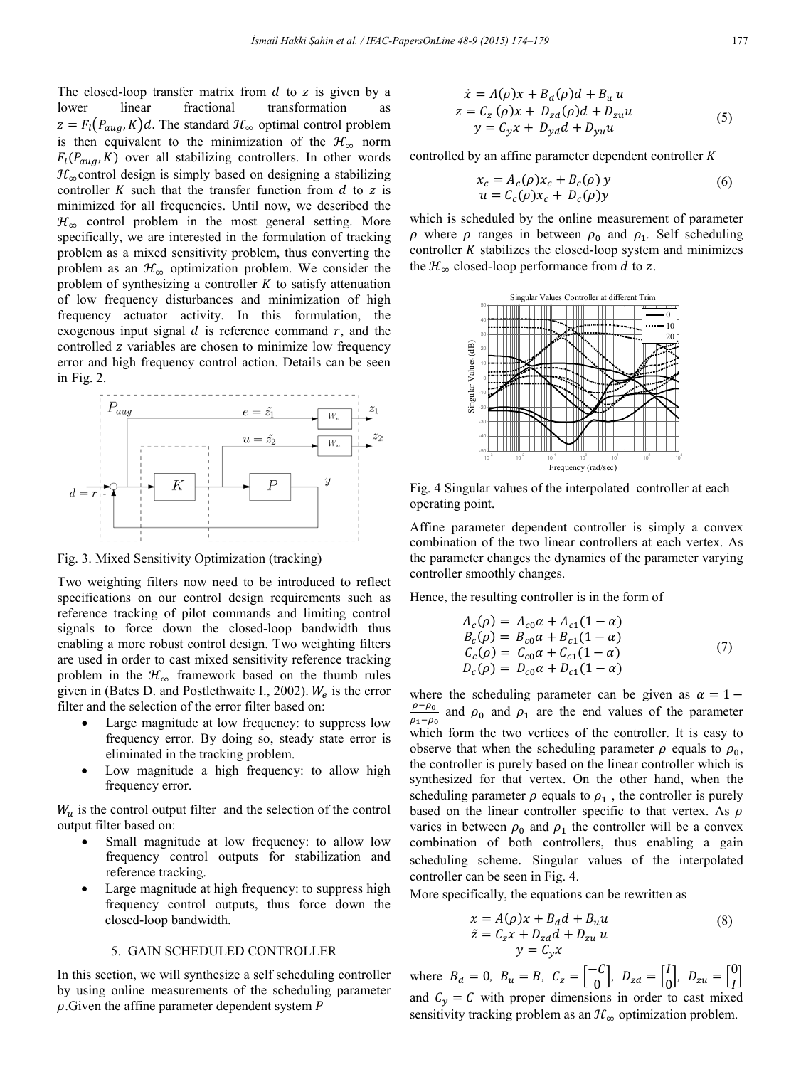The closed-loop transfer matrix from $d$ to $z$ is given by a lower linear fractional transformation as $z = F_l(P_{aug}, K)d$. The standard $\mathcal{H}_\infty$ optimal control problem is then equivalent to the minimization of the $\mathcal{H}_\infty$ norm $F_l(P_{aug}, K)$ over all stabilizing controllers. In other words $\mathcal{H}_\infty$control design is simply based on designing a stabilizing controller $K$ such that the transfer function from $d$ to $z$ is minimized for all frequencies. Until now, we described the $\mathcal{H}_\infty$ control problem in the most general setting. More specifically, we are interested in the formulation of tracking problem as a mixed sensitivity problem, thus converting the problem as an $\mathcal{H}_\infty$ optimization problem. We consider the problem of synthesizing a controller $K$ to satisfy attenuation of low frequency disturbances and minimization of high frequency actuator activity. In this formulation, the exogenous input signal $d$ is reference command $r$, and the controlled $z$ variables are chosen to minimize low frequency error and high frequency control action. Details can be seen in Fig. 2.

Fig. 3. Mixed Sensitivity Optimization (tracking)

Two weighting filters now need to be introduced to reflect specifications on our control design requirements such as reference tracking of pilot commands and limiting control signals to force down the closed-loop bandwidth thus enabling a more robust control design. Two weighting filters are used in order to cast mixed sensitivity reference tracking problem in the $\mathcal{H}_\infty$ framework based on the thumb rules given in (Bates D. and Postlethwaite I., 2002). $W_e$ is the error filter and the selection of the error filter based on:

- Large magnitude at low frequency: to suppress low frequency error. By doing so, steady state error is eliminated in the tracking problem.
- Low magnitude a high frequency: to allow high frequency error.

$W_u$ is the control output filter and the selection of the control output filter based on:

- Small magnitude at low frequency: to allow low frequency control outputs for stabilization and reference tracking.
- Large magnitude at high frequency: to suppress high frequency control outputs, thus force down the closed-loop bandwidth.

## 5. GAIN SCHEDULED CONTROLLER

In this section, we will synthesize a self scheduling controller by using online measurements of the scheduling parameter $\rho$.Given the affine parameter dependent system $P$

$$\begin{aligned} \dot{x} &= A(\rho)x + B_d(\rho)d + B_u\, u \\ z &= C_z\,(\rho)x + \,D_{zd}(\rho)d + D_{zu}u \\ y &= C_y x + \,D_{yd}d + D_{yu}u \end{aligned} \tag{5}$$

controlled by an affine parameter dependent controller $K$

$$\begin{aligned} x_c &= A_c(\rho)x_c + B_c(\rho)\, y \\ u &= C_c(\rho)x_c + \,D_c(\rho)y \end{aligned} \tag{6}$$

which is scheduled by the online measurement of parameter $\rho$ where $\rho$ ranges in between $\rho_0$ and $\rho_1$. Self scheduling controller $K$ stabilizes the closed-loop system and minimizes the $\mathcal{H}_\infty$ closed-loop performance from $d$ to $z$.

Fig. 4 Singular values of the interpolated controller at each operating point.

Affine parameter dependent controller is simply a convex combination of the two linear controllers at each vertex. As the parameter changes the dynamics of the parameter varying controller smoothly changes.

Hence, the resulting controller is in the form of

$$\begin{aligned} A_c(\rho) &= \,A_{c0}\alpha + A_{c1}(1-\alpha) \\ B_c(\rho) &= \,B_{c0}\alpha + B_{c1}(1-\alpha) \\ C_c(\rho) &= \,C_{c0}\alpha + C_{c1}(1-\alpha) \\ D_c(\rho) &= \,D_{c0}\alpha + D_{c1}(1-\alpha) \end{aligned} \tag{7}$$

where the scheduling parameter can be given as $\alpha = 1 - \frac{\rho-\rho_0}{\rho_1-\rho_0}$ and $\rho_0$ and $\rho_1$ are the end values of the parameter which form the two vertices of the controller. It is easy to observe that when the scheduling parameter $\rho$ equals to $\rho_0$, the controller is purely based on the linear controller which is synthesized for that vertex. On the other hand, when the scheduling parameter $\rho$ equals to $\rho_1$ , the controller is purely based on the linear controller specific to that vertex. As $\rho$ varies in between $\rho_0$ and $\rho_1$ the controller will be a convex combination of both controllers, thus enabling a gain scheduling scheme. Singular values of the interpolated controller can be seen in Fig. 4.

More specifically, the equations can be rewritten as

$$\begin{aligned} x &= A(\rho)x + B_d d + B_u u \\ \tilde{z} &= C_z x + D_{zd}d + D_{zu}\, u \\ y &= C_y x \end{aligned} \tag{8}$$

where $B_d = 0,\; B_u = B,\; C_z = \begin{bmatrix} -C \\ 0 \end{bmatrix},\; D_{zd} = \begin{bmatrix} I \\ 0 \end{bmatrix},\; D_{zu} = \begin{bmatrix} 0 \\ I \end{bmatrix}$ and $C_y = C$ with proper dimensions in order to cast mixed sensitivity tracking problem as an $\mathcal{H}_\infty$ optimization problem.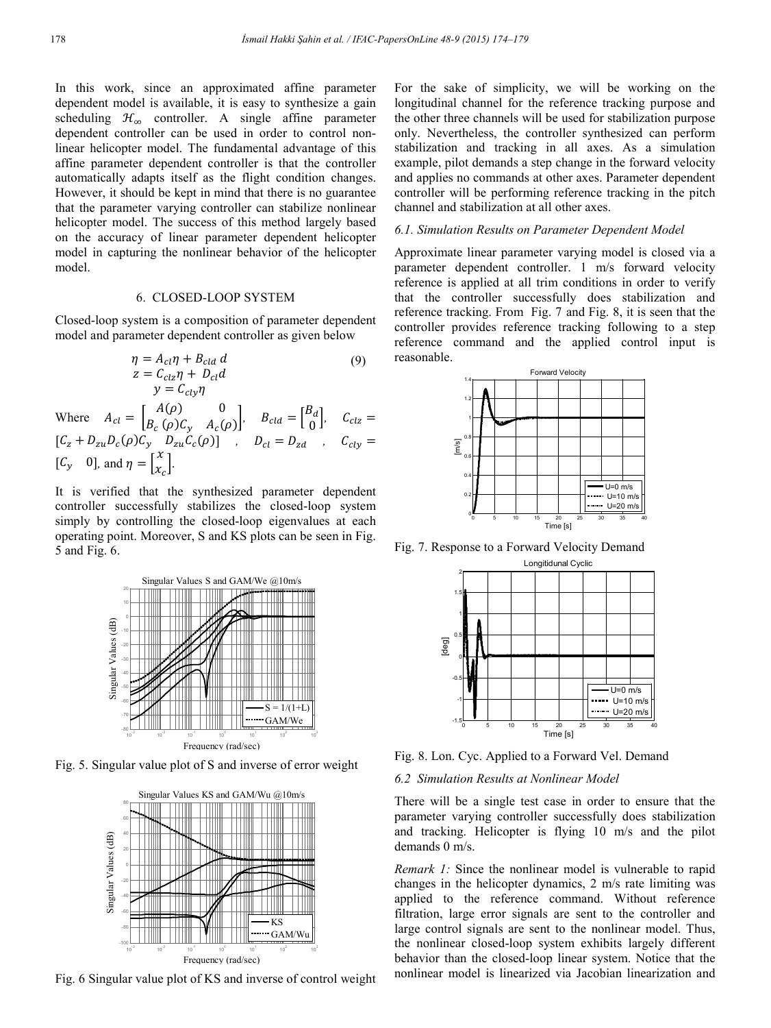In this work, since an approximated affine parameter dependent model is available, it is easy to synthesize a gain scheduling $\mathcal{H}_\infty$ controller. A single affine parameter dependent controller can be used in order to control non-linear helicopter model. The fundamental advantage of this affine parameter dependent controller is that the controller automatically adapts itself as the flight condition changes. However, it should be kept in mind that there is no guarantee that the parameter varying controller can stabilize nonlinear helicopter model. The success of this method largely based on the accuracy of linear parameter dependent helicopter model in capturing the nonlinear behavior of the helicopter model.

## 6. CLOSED-LOOP SYSTEM

Closed-loop system is a composition of parameter dependent model and parameter dependent controller as given below

$$\begin{aligned} \eta &= A_{cl}\eta + B_{cld}\, d \\ z &= C_{clz}\eta + D_{cl}d \\ y &= C_{cly}\eta \end{aligned} \tag{9}$$

Where $A_{cl} = \begin{bmatrix} A(\rho) & 0 \\ B_c(\rho)C_y & A_c(\rho) \end{bmatrix}$, $B_{cld} = \begin{bmatrix} B_d \\ 0 \end{bmatrix}$, $C_{clz} = [C_z + D_{zu}D_c(\rho)C_y \quad D_{zu}C_c(\rho)]$, $D_{cl} = D_{zd}$, $C_{cly} = [C_y \quad 0]$, and $\eta = \begin{bmatrix} x \\ x_c \end{bmatrix}$.

It is verified that the synthesized parameter dependent controller successfully stabilizes the closed-loop system simply by controlling the closed-loop eigenvalues at each operating point. Moreover, S and KS plots can be seen in Fig. 5 and Fig. 6.

Fig. 5. Singular value plot of S and inverse of error weight

Fig. 6 Singular value plot of KS and inverse of control weight

For the sake of simplicity, we will be working on the longitudinal channel for the reference tracking purpose and the other three channels will be used for stabilization purpose only. Nevertheless, the controller synthesized can perform stabilization and tracking in all axes. As a simulation example, pilot demands a step change in the forward velocity and applies no commands at other axes. Parameter dependent controller will be performing reference tracking in the pitch channel and stabilization at all other axes.

### 6.1. Simulation Results on Parameter Dependent Model

Approximate linear parameter varying model is closed via a parameter dependent controller. 1 m/s forward velocity reference is applied at all trim conditions in order to verify that the controller successfully does stabilization and reference tracking. From Fig. 7 and Fig. 8, it is seen that the controller provides reference tracking following to a step reference command and the applied control input is reasonable.

Fig. 7. Response to a Forward Velocity Demand

Fig. 8. Lon. Cyc. Applied to a Forward Vel. Demand

### 6.2 Simulation Results at Nonlinear Model

There will be a single test case in order to ensure that the parameter varying controller successfully does stabilization and tracking. Helicopter is flying 10 m/s and the pilot demands 0 m/s.

*Remark 1:* Since the nonlinear model is vulnerable to rapid changes in the helicopter dynamics, 2 m/s rate limiting was applied to the reference command. Without reference filtration, large error signals are sent to the controller and large control signals are sent to the nonlinear model. Thus, the nonlinear closed-loop system exhibits largely different behavior than the closed-loop linear system. Notice that the nonlinear model is linearized via Jacobian linearization and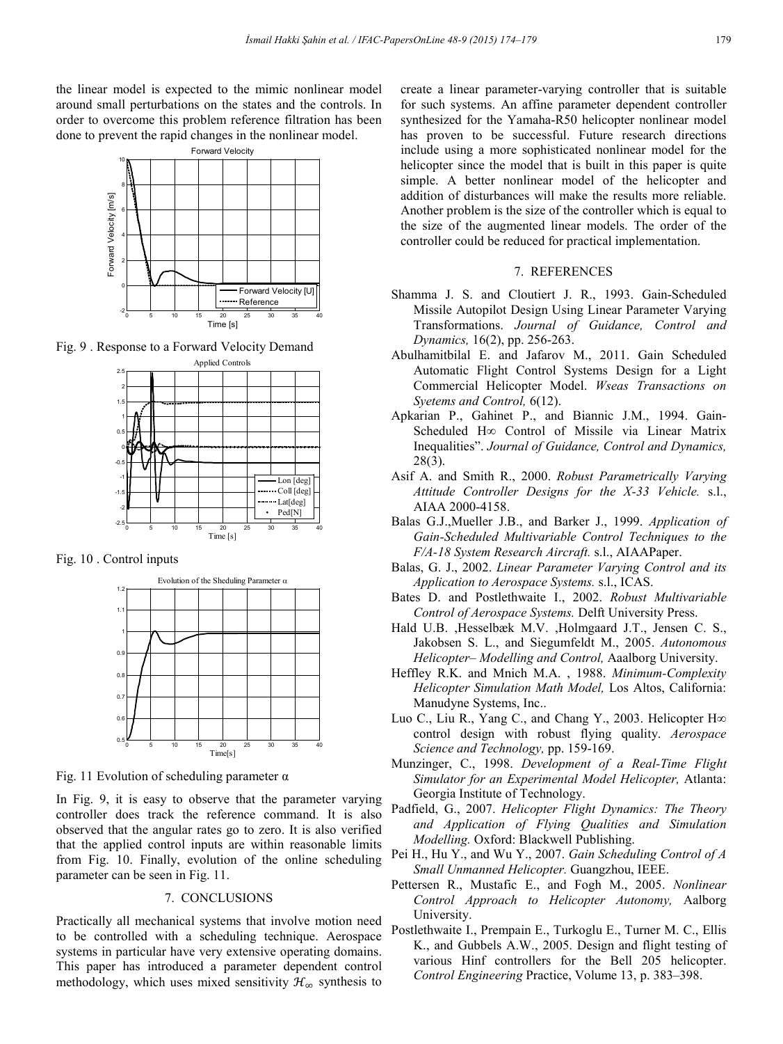the linear model is expected to the mimic nonlinear model around small perturbations on the states and the controls. In order to overcome this problem reference filtration has been done to prevent the rapid changes in the nonlinear model.

Forward Velocity

Forward Velocity [m/s]

Time [s]

Forward Velocity [U]

Reference

Fig. 9 . Response to a Forward Velocity Demand

Applied Controls

Time [s]

Lon [deg]

Coll [deg]

Lat[deg]

Ped[N]

Fig. 10 . Control inputs

Evolution of the Sheduling Parameter α

Time[s]

Fig. 11 Evolution of scheduling parameter α

In Fig. 9, it is easy to observe that the parameter varying controller does track the reference command. It is also observed that the angular rates go to zero. It is also verified that the applied control inputs are within reasonable limits from Fig. 10. Finally, evolution of the online scheduling parameter can be seen in Fig. 11.

## 7. CONCLUSIONS

Practically all mechanical systems that involve motion need to be controlled with a scheduling technique. Aerospace systems in particular have very extensive operating domains. This paper has introduced a parameter dependent control methodology, which uses mixed sensitivity $\mathcal{H}_\infty$ synthesis to create a linear parameter-varying controller that is suitable for such systems. An affine parameter dependent controller synthesized for the Yamaha-R50 helicopter nonlinear model has proven to be successful. Future research directions include using a more sophisticated nonlinear model for the helicopter since the model that is built in this paper is quite simple. A better nonlinear model of the helicopter and addition of disturbances will make the results more reliable. Another problem is the size of the controller which is equal to the size of the augmented linear models. The order of the controller could be reduced for practical implementation.

## 7. REFERENCES

Shamma J. S. and Cloutiert J. R., 1993. Gain-Scheduled Missile Autopilot Design Using Linear Parameter Varying Transformations. *Journal of Guidance, Control and Dynamics,* 16(2), pp. 256-263.

Abulhamitbilal E. and Jafarov M., 2011. Gain Scheduled Automatic Flight Control Systems Design for a Light Commercial Helicopter Model. *Wseas Transactions on Syetems and Control,* 6(12).

Apkarian P., Gahinet P., and Biannic J.M., 1994. Gain-Scheduled H∞ Control of Missile via Linear Matrix Inequalities". *Journal of Guidance, Control and Dynamics,* 28(3).

Asif A. and Smith R., 2000. *Robust Parametrically Varying Attitude Controller Designs for the X-33 Vehicle.* s.l., AIAA 2000-4158.

Balas G.J.,Mueller J.B., and Barker J., 1999. *Application of Gain-Scheduled Multivariable Control Techniques to the F/A-18 System Research Aircraft.* s.l., AIAAPaper.

Balas, G. J., 2002. *Linear Parameter Varying Control and its Application to Aerospace Systems.* s.l., ICAS.

Bates D. and Postlethwaite I., 2002. *Robust Multivariable Control of Aerospace Systems.* Delft University Press.

Hald U.B. ,Hesselbæk M.V. ,Holmgaard J.T., Jensen C. S., Jakobsen S. L., and Siegumfeldt M., 2005. *Autonomous Helicopter– Modelling and Control,* Aaalborg University.

Heffley R.K. and Mnich M.A. , 1988. *Minimum-Complexity Helicopter Simulation Math Model,* Los Altos, California: Manudyne Systems, Inc..

Luo C., Liu R., Yang C., and Chang Y., 2003. Helicopter H∞ control design with robust flying quality. *Aerospace Science and Technology,* pp. 159-169.

Munzinger, C., 1998. *Development of a Real-Time Flight Simulator for an Experimental Model Helicopter,* Atlanta: Georgia Institute of Technology.

Padfield, G., 2007. *Helicopter Flight Dynamics: The Theory and Application of Flying Qualities and Simulation Modelling.* Oxford: Blackwell Publishing.

Pei H., Hu Y., and Wu Y., 2007. *Gain Scheduling Control of A Small Unmanned Helicopter.* Guangzhou, IEEE.

Pettersen R., Mustafic E., and Fogh M., 2005. *Nonlinear Control Approach to Helicopter Autonomy,* Aalborg University.

Postlethwaite I., Prempain E., Turkoglu E., Turner M. C., Ellis K., and Gubbels A.W., 2005. Design and flight testing of various Hinf controllers for the Bell 205 helicopter. *Control Engineering* Practice, Volume 13, p. 383–398.